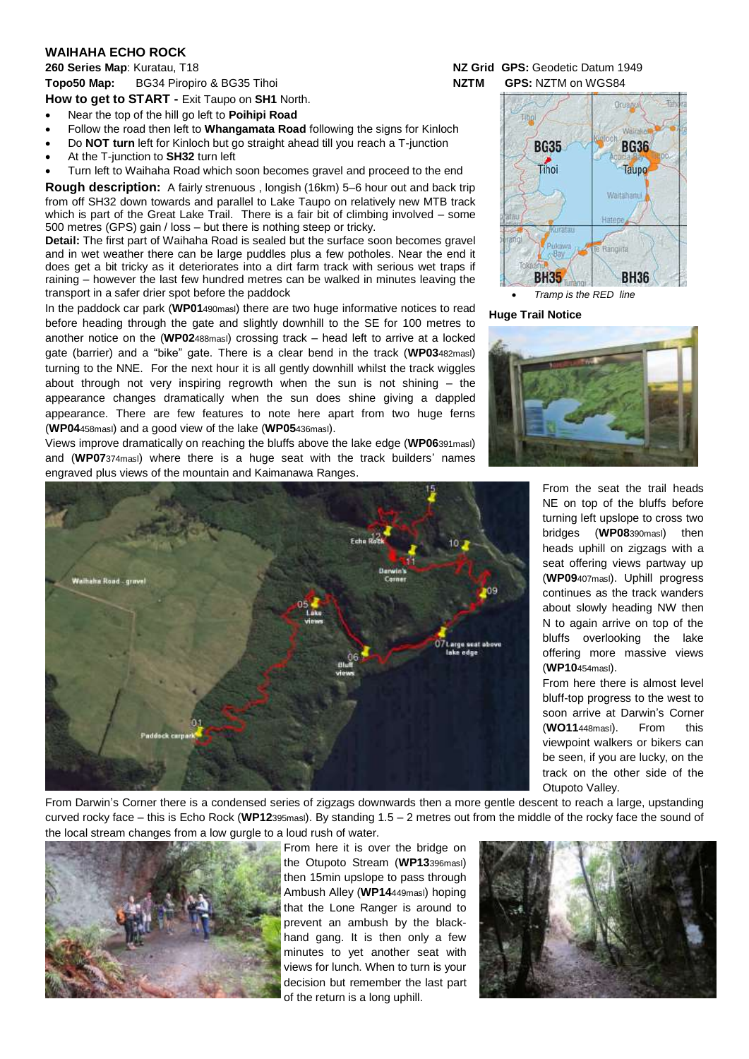# WAIHAHA ECHO ROCK

**260 Series Map**: Kuratau, T18

**Topo50 Map:** BG34 Piropiro & BG35 Tihoi

**NZ Grid GPS:** Geodetic Datum 1949

**NZTM GPS:** NZTM on WGS84

**How to get to START -** Exit Taupo on **SH1** North.

- Near the top of the hill go left to **Poihipi Road**
- Follow the road then left to **Whangamata Road** following the signs for Kinloch
- Do **NOT turn** left for Kinloch but go straight ahead till you reach a T-junction
- At the T-junction to **SH32** turn left
- Turn left to Waihaha Road which soon becomes gravel and proceed to the end

**Rough description:** A fairly strenuous , longish (16km) 5–6 hour out and back trip from off SH32 down towards and parallel to Lake Taupo on relatively new MTB track which is part of the Great Lake Trail. There is a fair bit of climbing involved – some 500 metres (GPS) gain / loss – but there is nothing steep or tricky.

**Detail:** The first part of Waihaha Road is sealed but the surface soon becomes gravel and in wet weather there can be large puddles plus a few potholes. Near the end it does get a bit tricky as it deteriorates into a dirt farm track with serious wet traps if raining – however the last few hundred metres can be walked in minutes leaving the transport in a safer drier spot before the paddock

In the paddock car park (**WP01**490masl) there are two huge informative notices to read before heading through the gate and slightly downhill to the SE for 100 metres to another notice on the (**WP02**488masl) crossing track – head left to arrive at a locked gate (barrier) and a "bike" gate. There is a clear bend in the track (**WP03**482masl) turning to the NNE. For the next hour it is all gently downhill whilst the track wiggles about through not very inspiring regrowth when the sun is not shining – the appearance changes dramatically when the sun does shine giving a dappled appearance. There are few features to note here apart from two huge ferns (**WP04**458masl) and a good view of the lake (**WP05**436masl).

Views improve dramatically on reaching the bluffs above the lake edge (**WP06**391masl) and (**WP07**374masl) where there is a huge seat with the track builders' names engraved plus views of the mountain and Kaimanawa Ranges.

- *Tramp is the RED line*

**Huge Trail Notice**

From the seat the trail heads NE on top of the bluffs before turning left upslope to cross two bridges (**WP08**390masl) then heads uphill on zigzags with a seat offering views partway up (**WP09**407masl). Uphill progress continues as the track wanders about slowly heading NW then N to again arrive on top of the bluffs overlooking the lake offering more massive views (**WP10**454masl).

From here there is almost level bluff-top progress to the west to soon arrive at Darwin's Corner (**WO11**448masl). From this viewpoint walkers or bikers can be seen, if you are lucky, on the track on the other side of the Otupoto Valley.

From Darwin's Corner there is a condensed series of zigzags downwards then a more gentle descent to reach a large, upstanding curved rocky face – this is Echo Rock (**WP12**395masl). By standing 1.5 – 2 metres out from the middle of the rocky face the sound of the local stream changes from a low gurgle to a loud rush of water.

From here it is over the bridge on the Otupoto Stream (**WP13**396masl) then 15min upslope to pass through Ambush Alley (**WP14**449masl) hoping that the Lone Ranger is around to prevent an ambush by the black-hand gang. It is then only a few minutes to yet another seat with views for lunch. When to turn is your decision but remember the last part of the return is a long uphill.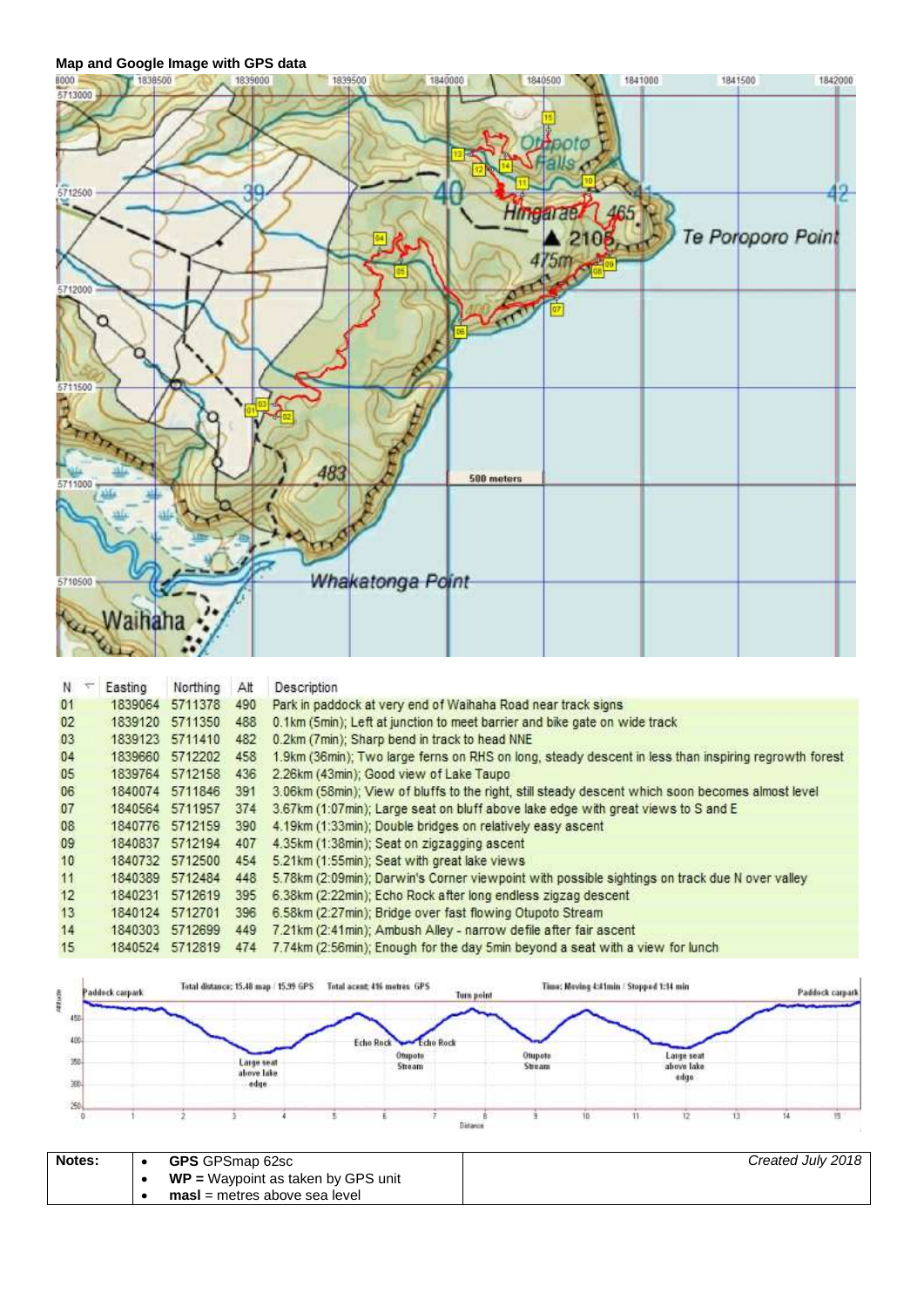**Map and Google Image with GPS data**

| N | Easting | Northing | Alt | Description |
|---|---|---|---|---|
| 01 | 1839064 | 5711378 | 490 | Park in paddock at very end of Waihaha Road near track signs |
| 02 | 1839120 | 5711350 | 488 | 0.1km (5min); Left at junction to meet barrier and bike gate on wide track |
| 03 | 1839123 | 5711410 | 482 | 0.2km (7min); Sharp bend in track to head NNE |
| 04 | 1839660 | 5712202 | 458 | 1.9km (36min); Two large ferns on RHS on long, steady descent in less than inspiring regrowth forest |
| 05 | 1839764 | 5712158 | 436 | 2.26km (43min); Good view of Lake Taupo |
| 06 | 1840074 | 5711846 | 391 | 3.06km (58min); View of bluffs to the right, still steady descent which soon becomes almost level |
| 07 | 1840564 | 5711957 | 374 | 3.67km (1:07min); Large seat on bluff above lake edge with great views to S and E |
| 08 | 1840776 | 5712159 | 390 | 4.19km (1:33min); Double bridges on relatively easy ascent |
| 09 | 1840837 | 5712194 | 407 | 4.35km (1:38min); Seat on zigzagging ascent |
| 10 | 1840732 | 5712500 | 454 | 5.21km (1:55min); Seat with great lake views |
| 11 | 1840389 | 5712484 | 448 | 5.78km (2:09min); Darwin's Corner viewpoint with possible sightings on track due N over valley |
| 12 | 1840231 | 5712619 | 395 | 6.38km (2:22min); Echo Rock after long endless zigzag descent |
| 13 | 1840124 | 5712701 | 396 | 6.58km (2:27min); Bridge over fast flowing Otupoto Stream |
| 14 | 1840303 | 5712699 | 449 | 7.21km (2:41min); Ambush Alley - narrow defile after fair ascent |
| 15 | 1840524 | 5712819 | 474 | 7.74km (2:56min); Enough for the day 5min beyond a seat with a view for lunch |

Paddock carpark
Total distance: 15.48 map / 15.99 GPS
Total acent: 416 metres GPS
Turn point
Time: Moving 4:41min / Stopped 1:14 min
Paddock carpark
Large seat above lake edge
Echo Rock
Echo Rock
Otupoto Stream
Otupoto Stream
Large seat above lake edge
Altitude
450
400
350
300
250
0 1 2 3 4 5 6 7 8 9 10 11 12 13 14 15
Distance

| Notes: | | |
|---|---|---|
| | • **GPS** GPSmap 62sc<br>• **WP =** Waypoint as taken by GPS unit<br>• **masl** = metres above sea level | *Created July 2018* |